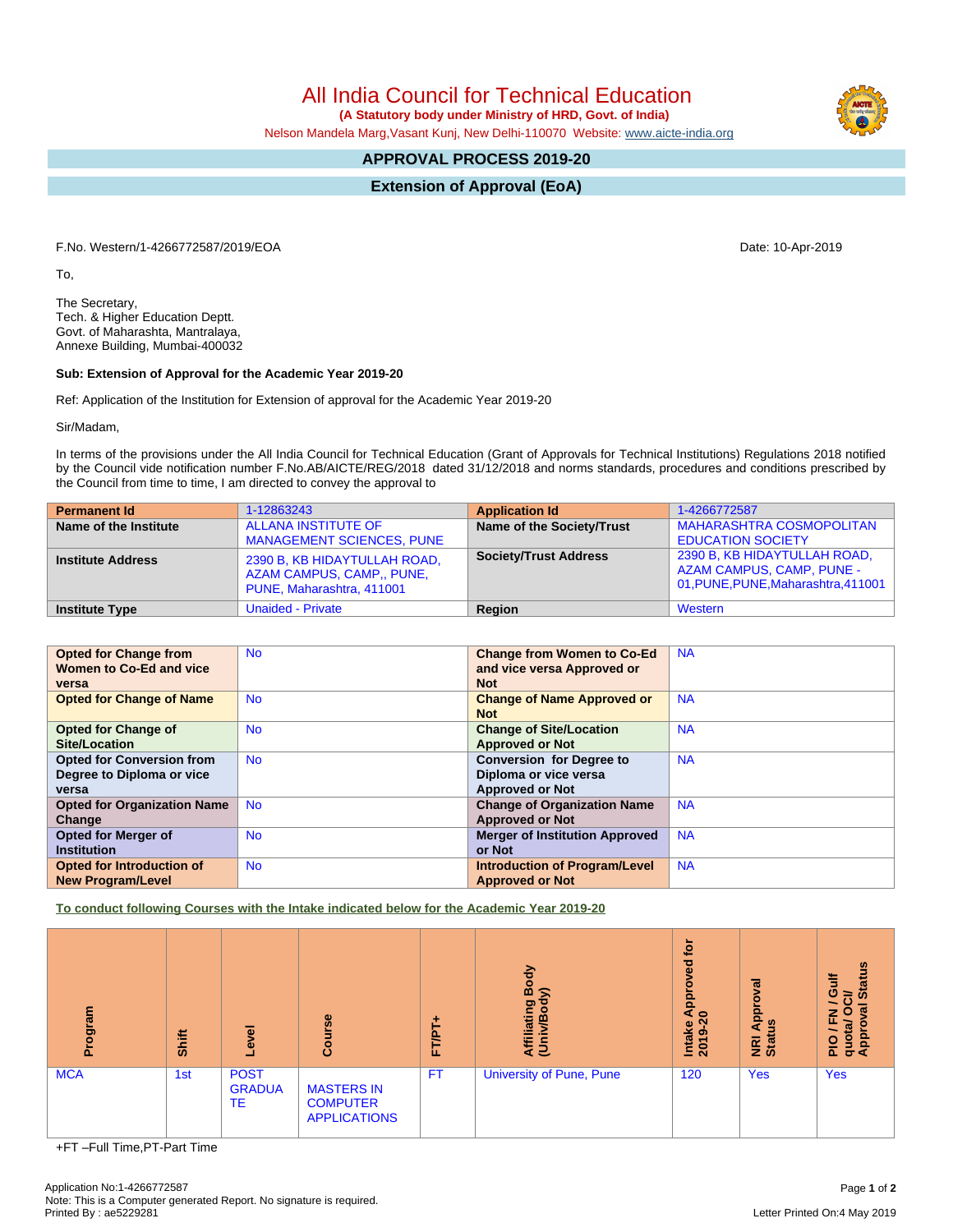# All India Council for Technical Education

**(A Statutory body under Ministry of HRD, Govt. of India)**

Nelson Mandela Marg,Vasant Kunj, New Delhi-110070 Website: www.aicte-india.org

## APPROVAL PROCESS 2019-20

## Extension of Approval (EoA)

F.No. Western/1-4266772587/2019/EOA

Date: 10-Apr-2019

To,

The Secretary,
Tech. & Higher Education Deptt.
Govt. of Maharashtra, Mantralaya,
Annexe Building, Mumbai-400032

**Sub: Extension of Approval for the Academic Year 2019-20**

Ref: Application of the Institution for Extension of approval for the Academic Year 2019-20

Sir/Madam,

In terms of the provisions under the All India Council for Technical Education (Grant of Approvals for Technical Institutions) Regulations 2018 notified by the Council vide notification number F.No.AB/AICTE/REG/2018 dated 31/12/2018 and norms standards, procedures and conditions prescribed by the Council from time to time, I am directed to convey the approval to

| **Permanent Id** | 1-12863243 | **Application Id** | 1-4266772587 |
|---|---|---|---|
| **Name of the Institute** | ALLANA INSTITUTE OF MANAGEMENT SCIENCES, PUNE | **Name of the Society/Trust** | MAHARASHTRA COSMOPOLITAN EDUCATION SOCIETY |
| **Institute Address** | 2390 B, KB HIDAYTULLAH ROAD, AZAM CAMPUS, CAMP,, PUNE, PUNE, Maharashtra, 411001 | **Society/Trust Address** | 2390 B, KB HIDAYTULLAH ROAD, AZAM CAMPUS, CAMP, PUNE - 01,PUNE,PUNE,Maharashtra,411001 |
| **Institute Type** | Unaided - Private | **Region** | Western |

| **Opted for Change from Women to Co-Ed and vice versa** | No | **Change from Women to Co-Ed and vice versa Approved or Not** | NA |
|---|---|---|---|
| **Opted for Change of Name** | No | **Change of Name Approved or Not** | NA |
| **Opted for Change of Site/Location** | No | **Change of Site/Location Approved or Not** | NA |
| **Opted for Conversion from Degree to Diploma or vice versa** | No | **Conversion for Degree to Diploma or vice versa Approved or Not** | NA |
| **Opted for Organization Name Change** | No | **Change of Organization Name Approved or Not** | NA |
| **Opted for Merger of Institution** | No | **Merger of Institution Approved or Not** | NA |
| **Opted for Introduction of New Program/Level** | No | **Introduction of Program/Level Approved or Not** | NA |

**To conduct following Courses with the Intake indicated below for the Academic Year 2019-20**

| Program | Shift | Level | Course | FT/PT+ | Affiliating Body (Univ/Body) | Intake Approved for 2019-20 | NRI Approval Status | PIO / FN / Gulf quota/ OCI/ Approval Status |
|---|---|---|---|---|---|---|---|---|
| MCA | 1st | POST GRADUATE | MASTERS IN COMPUTER APPLICATIONS | FT | University of Pune, Pune | 120 | Yes | Yes |

+FT –Full Time,PT-Part Time

Application No:1-4266772587
Note: This is a Computer generated Report. No signature is required.
Printed By : ae5229281

Letter Printed On:4 May 2019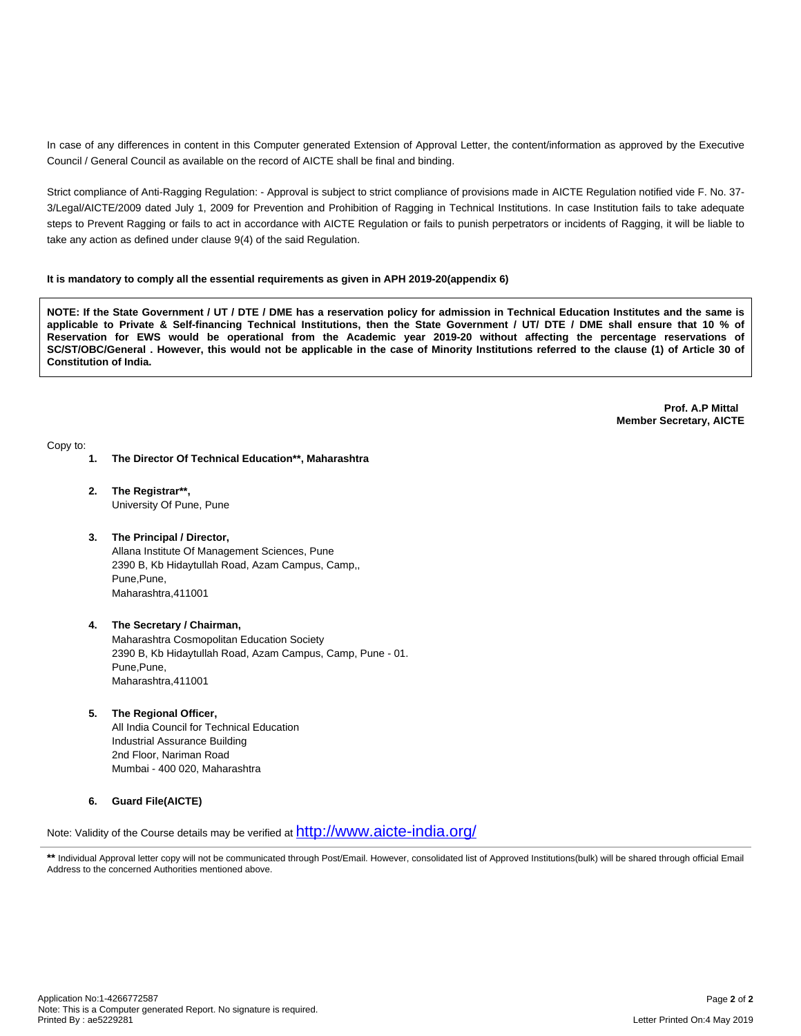In case of any differences in content in this Computer generated Extension of Approval Letter, the content/information as approved by the Executive Council / General Council as available on the record of AICTE shall be final and binding.

Strict compliance of Anti-Ragging Regulation: - Approval is subject to strict compliance of provisions made in AICTE Regulation notified vide F. No. 37-3/Legal/AICTE/2009 dated July 1, 2009 for Prevention and Prohibition of Ragging in Technical Institutions. In case Institution fails to take adequate steps to Prevent Ragging or fails to act in accordance with AICTE Regulation or fails to punish perpetrators or incidents of Ragging, it will be liable to take any action as defined under clause 9(4) of the said Regulation.

**It is mandatory to comply all the essential requirements as given in APH 2019-20(appendix 6)**

**NOTE: If the State Government / UT / DTE / DME has a reservation policy for admission in Technical Education Institutes and the same is applicable to Private & Self-financing Technical Institutions, then the State Government / UT/ DTE / DME shall ensure that 10 % of Reservation for EWS would be operational from the Academic year 2019-20 without affecting the percentage reservations of SC/ST/OBC/General . However, this would not be applicable in the case of Minority Institutions referred to the clause (1) of Article 30 of Constitution of India.**

**Prof. A.P Mittal**
**Member Secretary, AICTE**

Copy to:

1. **The Director Of Technical Education\*\*, Maharashtra**

2. **The Registrar\*\*,**
   University Of Pune, Pune

3. **The Principal / Director,**
   Allana Institute Of Management Sciences, Pune
   2390 B, Kb Hidaytullah Road, Azam Campus, Camp,,
   Pune,Pune,
   Maharashtra,411001

4. **The Secretary / Chairman,**
   Maharashtra Cosmopolitan Education Society
   2390 B, Kb Hidaytullah Road, Azam Campus, Camp, Pune - 01.
   Pune,Pune,
   Maharashtra,411001

5. **The Regional Officer,**
   All India Council for Technical Education
   Industrial Assurance Building
   2nd Floor, Nariman Road
   Mumbai - 400 020, Maharashtra

6. **Guard File(AICTE)**

Note: Validity of the Course details may be verified at http://www.aicte-india.org/

---

**\*\*** Individual Approval letter copy will not be communicated through Post/Email. However, consolidated list of Approved Institutions(bulk) will be shared through official Email Address to the concerned Authorities mentioned above.

Application No:1-4266772587
Note: This is a Computer generated Report. No signature is required.
Printed By : ae5229281

Letter Printed On:4 May 2019